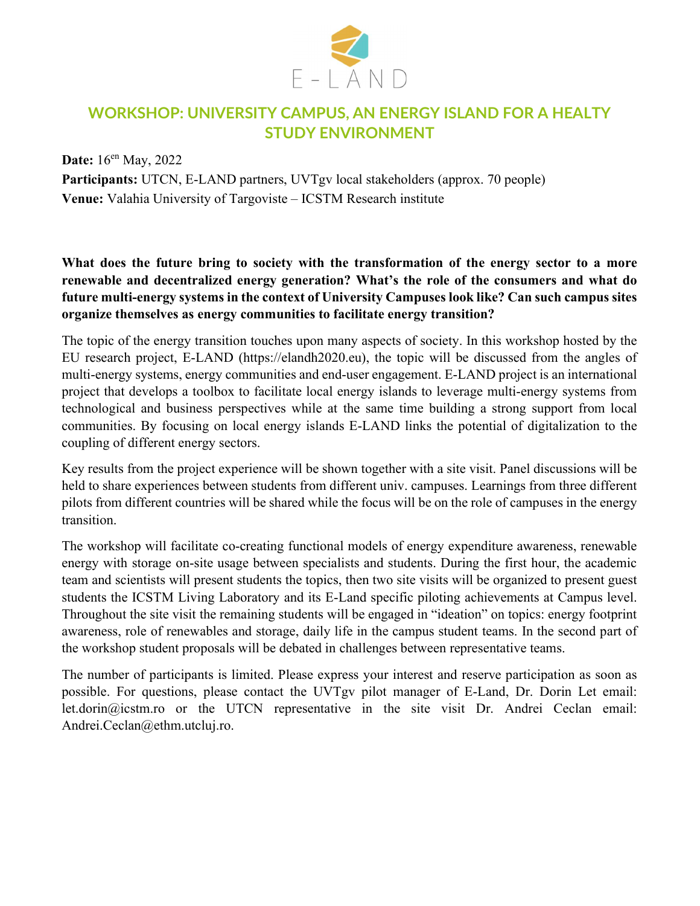E - LAND

# WORKSHOP: UNIVERSITY CAMPUS, AN ENERGY ISLAND FOR A HEALTY STUDY ENVIRONMENT

**Date:** 16en May, 2022

**Participants:** UTCN, E-LAND partners, UVTgv local stakeholders (approx. 70 people)

**Venue:** Valahia University of Targoviste – ICSTM Research institute

**What does the future bring to society with the transformation of the energy sector to a more renewable and decentralized energy generation? What's the role of the consumers and what do future multi-energy systems in the context of University Campuses look like? Can such campus sites organize themselves as energy communities to facilitate energy transition?**

The topic of the energy transition touches upon many aspects of society. In this workshop hosted by the EU research project, E-LAND (https://elandh2020.eu), the topic will be discussed from the angles of multi-energy systems, energy communities and end-user engagement. E-LAND project is an international project that develops a toolbox to facilitate local energy islands to leverage multi-energy systems from technological and business perspectives while at the same time building a strong support from local communities. By focusing on local energy islands E-LAND links the potential of digitalization to the coupling of different energy sectors.

Key results from the project experience will be shown together with a site visit. Panel discussions will be held to share experiences between students from different univ. campuses. Learnings from three different pilots from different countries will be shared while the focus will be on the role of campuses in the energy transition.

The workshop will facilitate co-creating functional models of energy expenditure awareness, renewable energy with storage on-site usage between specialists and students. During the first hour, the academic team and scientists will present students the topics, then two site visits will be organized to present guest students the ICSTM Living Laboratory and its E-Land specific piloting achievements at Campus level. Throughout the site visit the remaining students will be engaged in "ideation" on topics: energy footprint awareness, role of renewables and storage, daily life in the campus student teams. In the second part of the workshop student proposals will be debated in challenges between representative teams.

The number of participants is limited. Please express your interest and reserve participation as soon as possible. For questions, please contact the UVTgv pilot manager of E-Land, Dr. Dorin Let email: let.dorin@icstm.ro or the UTCN representative in the site visit Dr. Andrei Ceclan email: Andrei.Ceclan@ethm.utcluj.ro.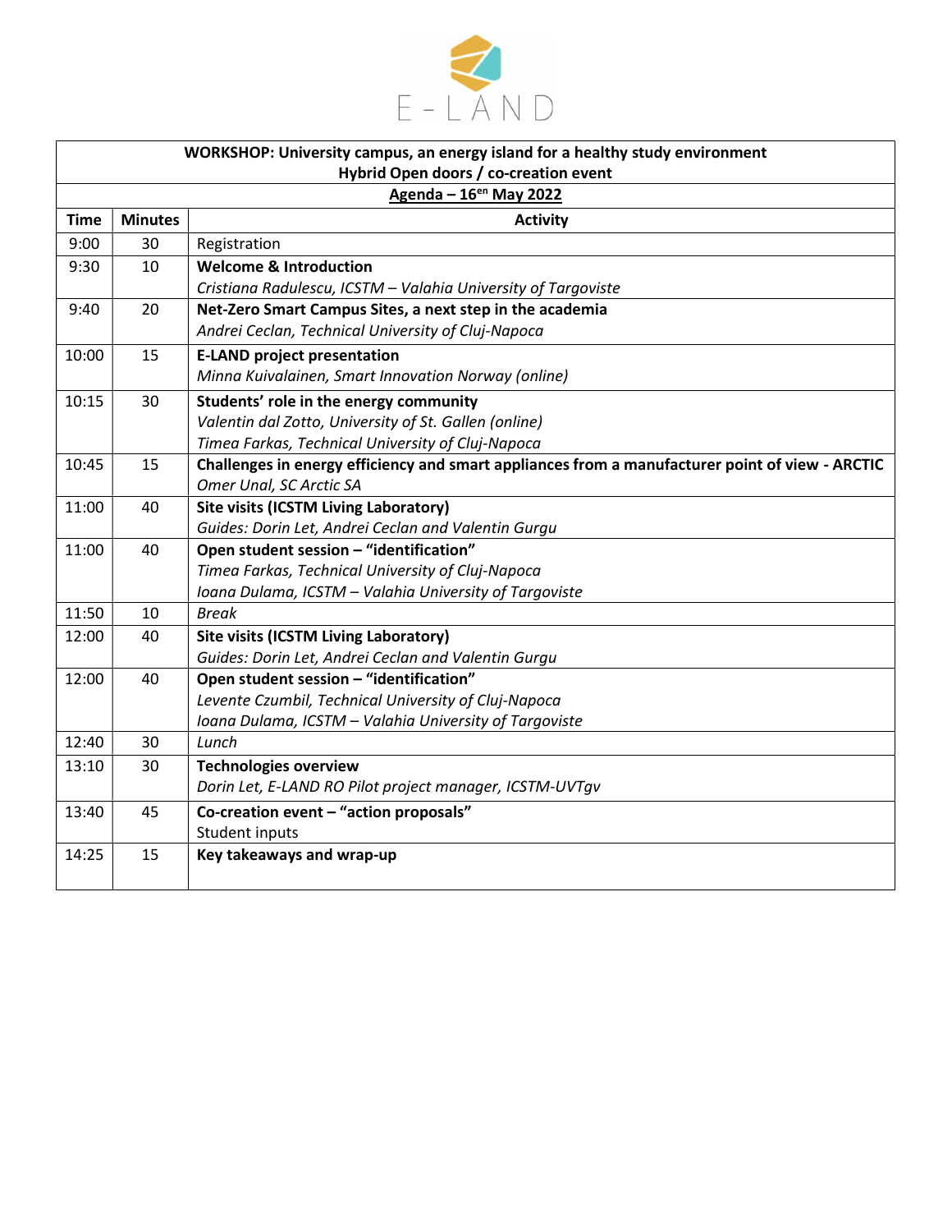E - LAND

| WORKSHOP: University campus, an energy island for a healthy study environment<br>Hybrid Open doors / co-creation event | | |
|---|---|---|
| Agenda – 16[en] May 2022 | | |
| **Time** | **Minutes** | **Activity** |
| 9:00 | 30 | Registration |
| 9:30 | 10 | **Welcome & Introduction**<br>*Cristiana Radulescu, ICSTM – Valahia University of Targoviste* |
| 9:40 | 20 | **Net-Zero Smart Campus Sites, a next step in the academia**<br>*Andrei Ceclan, Technical University of Cluj-Napoca* |
| 10:00 | 15 | **E-LAND project presentation**<br>*Minna Kuivalainen, Smart Innovation Norway (online)* |
| 10:15 | 30 | **Students' role in the energy community**<br>*Valentin dal Zotto, University of St. Gallen (online)*<br>*Timea Farkas, Technical University of Cluj-Napoca* |
| 10:45 | 15 | **Challenges in energy efficiency and smart appliances from a manufacturer point of view - ARCTIC**<br>*Omer Unal, SC Arctic SA* |
| 11:00 | 40 | **Site visits (ICSTM Living Laboratory)**<br>*Guides: Dorin Let, Andrei Ceclan and Valentin Gurgu* |
| 11:00 | 40 | **Open student session – "identification"**<br>*Timea Farkas, Technical University of Cluj-Napoca*<br>*Ioana Dulama, ICSTM – Valahia University of Targoviste* |
| 11:50 | 10 | *Break* |
| 12:00 | 40 | **Site visits (ICSTM Living Laboratory)**<br>*Guides: Dorin Let, Andrei Ceclan and Valentin Gurgu* |
| 12:00 | 40 | **Open student session – "identification"**<br>*Levente Czumbil, Technical University of Cluj-Napoca*<br>*Ioana Dulama, ICSTM – Valahia University of Targoviste* |
| 12:40 | 30 | *Lunch* |
| 13:10 | 30 | **Technologies overview**<br>*Dorin Let, E-LAND RO Pilot project manager, ICSTM-UVTgv* |
| 13:40 | 45 | **Co-creation event – "action proposals"**<br>Student inputs |
| 14:25 | 15 | **Key takeaways and wrap-up** |